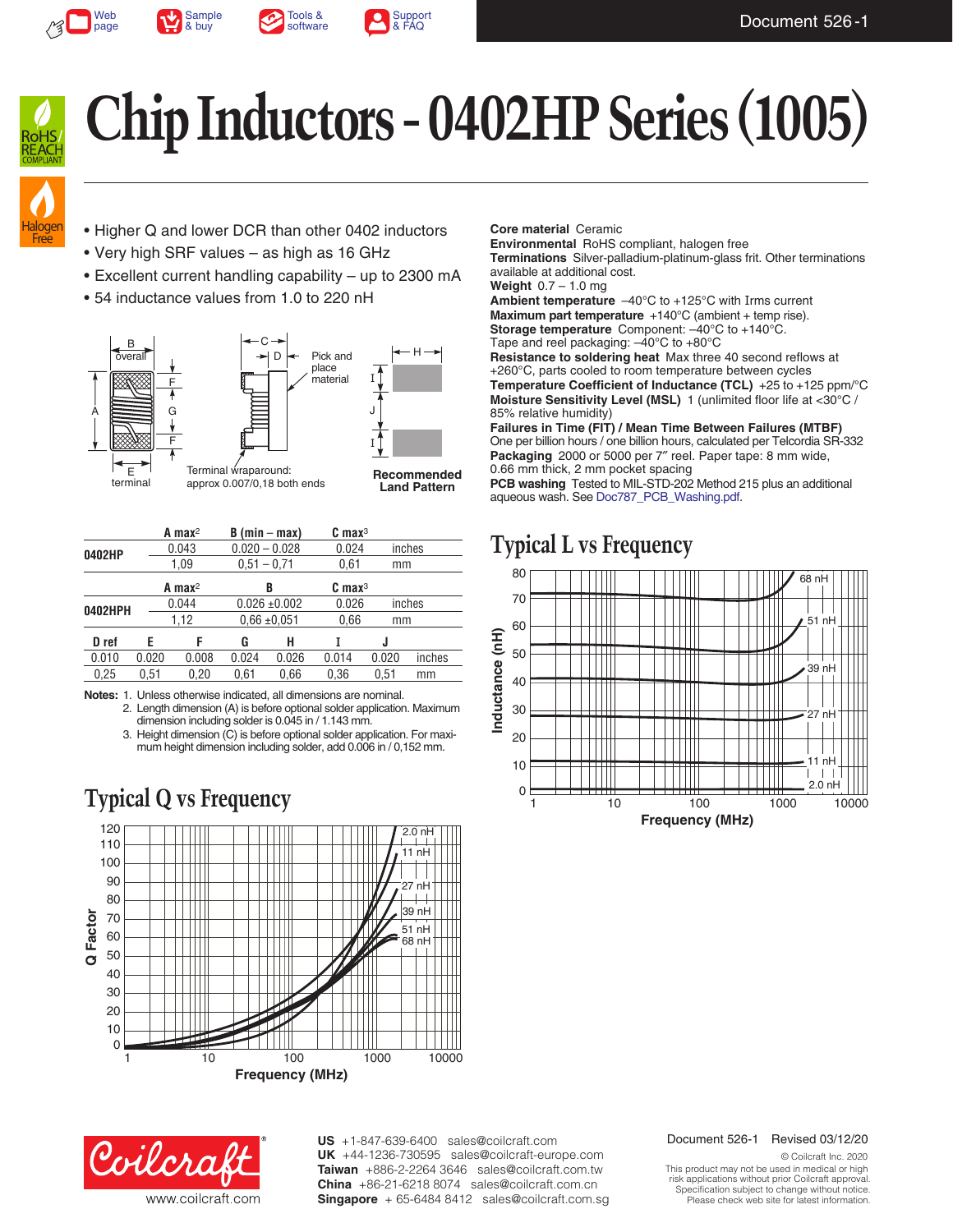# Chip Inductors - 0402HP Series (1005)

- Higher Q and lower DCR than other 0402 inductors
- Very high SRF values – as high as 16 GHz
- Excellent current handling capability – up to 2300 mA
- 54 inductance values from 1.0 to 220 nH

Terminal wraparound: approx 0.007/0,18 both ends

Recommended Land Pattern

| | A max[2] | B (min – max) | C max[3] | |
|---|---|---|---|---|
| 0402HP | 0.043 | 0.020 – 0.028 | 0.024 | inches |
| | 1,09 | 0,51 – 0,71 | 0,61 | mm |

| | A max[2] | B | C max[3] | |
|---|---|---|---|---|
| 0402HPH | 0.044 | 0.026 ±0.002 | 0.026 | inches |
| | 1,12 | 0,66 ±0,051 | 0,66 | mm |

| D ref | E | F | G | H | I | J | |
|---|---|---|---|---|---|---|---|
| 0.010 | 0.020 | 0.008 | 0.024 | 0.026 | 0.014 | 0.020 | inches |
| 0,25 | 0,51 | 0,20 | 0,61 | 0,66 | 0,36 | 0,51 | mm |

**Notes:** 1. Unless otherwise indicated, all dimensions are nominal.
2. Length dimension (A) is before optional solder application. Maximum dimension including solder is 0.045 in / 1.143 mm.
3. Height dimension (C) is before optional solder application. For maximum height dimension including solder, add 0.006 in / 0,152 mm.

**Core material** Ceramic
**Environmental** RoHS compliant, halogen free
**Terminations** Silver-palladium-platinum-glass frit. Other terminations available at additional cost.
**Weight** 0.7 – 1.0 mg
**Ambient temperature** –40°C to +125°C with Irms current
**Maximum part temperature** +140°C (ambient + temp rise).
**Storage temperature** Component: –40°C to +140°C. Tape and reel packaging: –40°C to +80°C
**Resistance to soldering heat** Max three 40 second reflows at +260°C, parts cooled to room temperature between cycles
**Temperature Coefficient of Inductance (TCL)** +25 to +125 ppm/°C
**Moisture Sensitivity Level (MSL)** 1 (unlimited floor life at <30°C / 85% relative humidity)
**Failures in Time (FIT) / Mean Time Between Failures (MTBF)** One per billion hours / one billion hours, calculated per Telcordia SR-332
**Packaging** 2000 or 5000 per 7″ reel. Paper tape: 8 mm wide, 0.66 mm thick, 2 mm pocket spacing
**PCB washing** Tested to MIL-STD-202 Method 215 plus an additional aqueous wash. See Doc787_PCB_Washing.pdf.

## Typical L vs Frequency

## Typical Q vs Frequency

US +1-847-639-6400 sales@coilcraft.com
UK +44-1236-730595 sales@coilcraft-europe.com
Taiwan +886-2-2264 3646 sales@coilcraft.com.tw
China +86-21-6218 8074 sales@coilcraft.com.cn
Singapore + 65-6484 8412 sales@coilcraft.com.sg

www.coilcraft.com

Document 526-1 Revised 03/12/20

© Coilcraft Inc. 2020
This product may not be used in medical or high risk applications without prior Coilcraft approval. Specification subject to change without notice. Please check web site for latest information.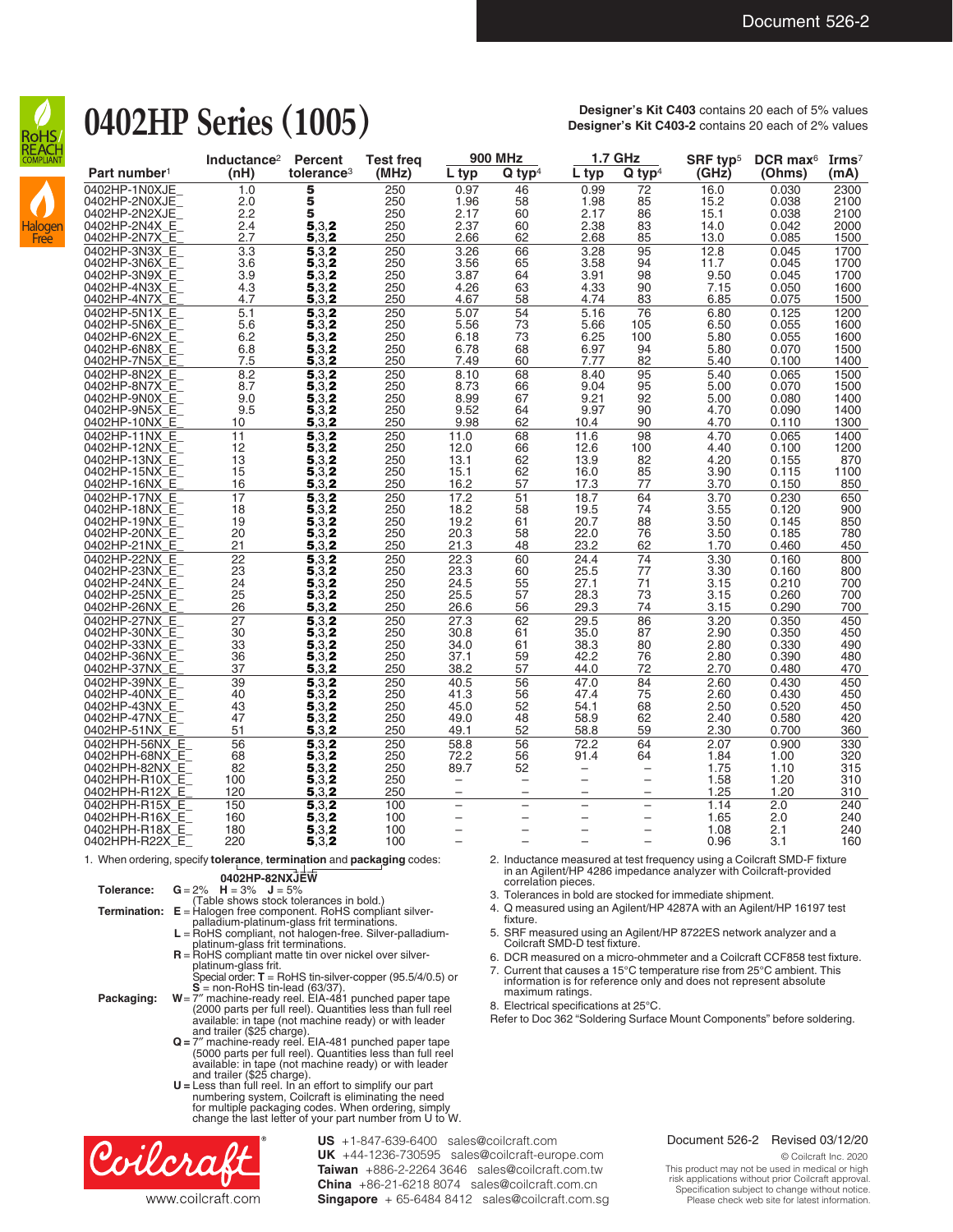# 0402HP Series (1005)

**Designer's Kit C403** contains 20 each of 5% values
**Designer's Kit C403-2** contains 20 each of 2% values

| Part number[1] | Inductance[2] (nH) | Percent tolerance[3] | Test freq (MHz) | 900 MHz L typ | 900 MHz Q typ[4] | 1.7 GHz L typ | 1.7 GHz Q typ[4] | SRF typ[5] (GHz) | DCR max[6] (Ohms) | Irms[7] (mA) |
|---|---|---|---|---|---|---|---|---|---|---|
| 0402HP-1N0XJE_ | 1.0 | **5** | 250 | 0.97 | 46 | 0.99 | 72 | 16.0 | 0.030 | 2300 |
| 0402HP-2N0XJE_ | 2.0 | **5** | 250 | 1.96 | 58 | 1.98 | 85 | 15.2 | 0.038 | 2100 |
| 0402HP-2N2XJE_ | 2.2 | **5** | 250 | 2.17 | 60 | 2.17 | 86 | 15.1 | 0.038 | 2100 |
| 0402HP-2N4X_E_ | 2.4 | **5**,3,**2** | 250 | 2.37 | 60 | 2.38 | 83 | 14.0 | 0.042 | 2000 |
| 0402HP-2N7X_E_ | 2.7 | **5**,3,**2** | 250 | 2.66 | 62 | 2.68 | 85 | 13.0 | 0.085 | 1500 |
| 0402HP-3N3X_E_ | 3.3 | **5**,3,**2** | 250 | 3.26 | 66 | 3.28 | 95 | 12.8 | 0.045 | 1700 |
| 0402HP-3N6X_E_ | 3.6 | **5**,3,**2** | 250 | 3.56 | 65 | 3.58 | 94 | 11.7 | 0.045 | 1700 |
| 0402HP-3N9X_E_ | 3.9 | **5**,3,**2** | 250 | 3.87 | 64 | 3.91 | 98 | 9.50 | 0.045 | 1700 |
| 0402HP-4N3X_E_ | 4.3 | **5**,3,**2** | 250 | 4.26 | 63 | 4.33 | 90 | 7.15 | 0.050 | 1600 |
| 0402HP-4N7X_E_ | 4.7 | **5**,3,**2** | 250 | 4.67 | 58 | 4.74 | 83 | 6.85 | 0.075 | 1500 |
| 0402HP-5N1X_E_ | 5.1 | **5**,3,**2** | 250 | 5.07 | 54 | 5.16 | 76 | 6.80 | 0.125 | 1200 |
| 0402HP-5N6X_E_ | 5.6 | **5**,3,**2** | 250 | 5.56 | 73 | 5.66 | 105 | 6.50 | 0.055 | 1600 |
| 0402HP-6N2X_E_ | 6.2 | **5**,3,**2** | 250 | 6.18 | 73 | 6.25 | 100 | 5.80 | 0.055 | 1600 |
| 0402HP-6N8X_E_ | 6.8 | **5**,3,**2** | 250 | 6.78 | 68 | 6.97 | 94 | 5.80 | 0.070 | 1500 |
| 0402HP-7N5X_E_ | 7.5 | **5**,3,**2** | 250 | 7.49 | 60 | 7.77 | 82 | 5.40 | 0.100 | 1400 |
| 0402HP-8N2X_E_ | 8.2 | **5**,3,**2** | 250 | 8.10 | 68 | 8.40 | 95 | 5.40 | 0.065 | 1500 |
| 0402HP-8N7X_E_ | 8.7 | **5**,3,**2** | 250 | 8.73 | 66 | 9.04 | 95 | 5.00 | 0.070 | 1500 |
| 0402HP-9N0X_E_ | 9.0 | **5**,3,**2** | 250 | 8.99 | 67 | 9.21 | 92 | 5.00 | 0.080 | 1400 |
| 0402HP-9N5X_E_ | 9.5 | **5**,3,**2** | 250 | 9.52 | 64 | 9.97 | 90 | 4.70 | 0.090 | 1400 |
| 0402HP-10NX_E_ | 10 | **5**,3,**2** | 250 | 9.98 | 62 | 10.4 | 90 | 4.70 | 0.110 | 1300 |
| 0402HP-11NX_E_ | 11 | **5**,3,**2** | 250 | 11.0 | 68 | 11.6 | 98 | 4.70 | 0.065 | 1400 |
| 0402HP-12NX_E_ | 12 | **5**,3,**2** | 250 | 12.0 | 66 | 12.6 | 100 | 4.40 | 0.100 | 1200 |
| 0402HP-13NX_E_ | 13 | **5**,3,**2** | 250 | 13.1 | 62 | 13.9 | 82 | 4.20 | 0.155 | 870 |
| 0402HP-15NX_E_ | 15 | **5**,3,**2** | 250 | 15.1 | 62 | 16.0 | 85 | 3.90 | 0.115 | 1100 |
| 0402HP-16NX_E_ | 16 | **5**,3,**2** | 250 | 16.2 | 57 | 17.3 | 77 | 3.70 | 0.150 | 850 |
| 0402HP-17NX_E_ | 17 | **5**,3,**2** | 250 | 17.2 | 51 | 18.7 | 64 | 3.70 | 0.230 | 650 |
| 0402HP-18NX_E_ | 18 | **5**,3,**2** | 250 | 18.2 | 58 | 19.5 | 74 | 3.55 | 0.120 | 900 |
| 0402HP-19NX_E_ | 19 | **5**,3,**2** | 250 | 19.2 | 61 | 20.7 | 88 | 3.50 | 0.145 | 850 |
| 0402HP-20NX_E_ | 20 | **5**,3,**2** | 250 | 20.3 | 58 | 22.0 | 76 | 3.50 | 0.185 | 780 |
| 0402HP-21NX_E_ | 21 | **5**,3,**2** | 250 | 21.3 | 48 | 23.2 | 62 | 1.70 | 0.460 | 450 |
| 0402HP-22NX_E_ | 22 | **5**,3,**2** | 250 | 22.3 | 60 | 24.4 | 74 | 3.30 | 0.160 | 800 |
| 0402HP-23NX_E_ | 23 | **5**,3,**2** | 250 | 23.3 | 60 | 25.5 | 77 | 3.30 | 0.160 | 800 |
| 0402HP-24NX_E_ | 24 | **5**,3,**2** | 250 | 24.5 | 55 | 27.1 | 71 | 3.15 | 0.210 | 700 |
| 0402HP-25NX_E_ | 25 | **5**,3,**2** | 250 | 25.5 | 57 | 28.3 | 73 | 3.15 | 0.260 | 700 |
| 0402HP-26NX_E_ | 26 | **5**,3,**2** | 250 | 26.6 | 56 | 29.3 | 74 | 3.15 | 0.290 | 700 |
| 0402HP-27NX_E_ | 27 | **5**,3,**2** | 250 | 27.3 | 62 | 29.5 | 86 | 3.20 | 0.350 | 450 |
| 0402HP-30NX_E_ | 30 | **5**,3,**2** | 250 | 30.8 | 61 | 35.0 | 87 | 2.90 | 0.350 | 450 |
| 0402HP-33NX_E_ | 33 | **5**,3,**2** | 250 | 34.0 | 61 | 38.3 | 80 | 2.80 | 0.330 | 490 |
| 0402HP-36NX_E_ | 36 | **5**,3,**2** | 250 | 37.1 | 59 | 42.2 | 76 | 2.80 | 0.390 | 480 |
| 0402HP-37NX_E_ | 37 | **5**,3,**2** | 250 | 38.2 | 57 | 44.0 | 72 | 2.70 | 0.480 | 470 |
| 0402HP-39NX_E_ | 39 | **5**,3,**2** | 250 | 40.5 | 56 | 47.0 | 84 | 2.60 | 0.430 | 450 |
| 0402HP-40NX_E_ | 40 | **5**,3,**2** | 250 | 41.3 | 56 | 47.4 | 75 | 2.60 | 0.430 | 450 |
| 0402HP-43NX_E_ | 43 | **5**,3,**2** | 250 | 45.0 | 52 | 54.1 | 68 | 2.50 | 0.520 | 450 |
| 0402HP-47NX_E_ | 47 | **5**,3,**2** | 250 | 49.0 | 48 | 58.9 | 62 | 2.40 | 0.580 | 420 |
| 0402HP-51NX_E_ | 51 | **5**,3,**2** | 250 | 49.1 | 52 | 58.8 | 59 | 2.30 | 0.700 | 360 |
| 0402HPH-56NX_E_ | 56 | **5**,3,**2** | 250 | 58.8 | 56 | 72.2 | 64 | 2.07 | 0.900 | 330 |
| 0402HPH-68NX_E_ | 68 | **5**,3,**2** | 250 | 72.2 | 56 | 91.4 | 64 | 1.84 | 1.00 | 320 |
| 0402HPH-82NX_E_ | 82 | **5**,3,**2** | 250 | 89.7 | 52 | – | – | 1.75 | 1.10 | 315 |
| 0402HPH-R10X_E_ | 100 | **5**,3,**2** | 250 | – | – | – | – | 1.58 | 1.20 | 310 |
| 0402HPH-R12X_E_ | 120 | **5**,3,**2** | 250 | – | – | – | – | 1.25 | 1.20 | 310 |
| 0402HPH-R15X_E_ | 150 | **5**,3,2 | 100 | – | – | – | – | 1.14 | 2.0 | 240 |
| 0402HPH-R16X_E_ | 160 | **5**,3,2 | 100 | – | – | – | – | 1.65 | 2.0 | 240 |
| 0402HPH-R18X_E_ | 180 | **5**,3,2 | 100 | – | – | – | – | 1.08 | 2.1 | 240 |
| 0402HPH-R22X_E_ | 220 | **5**,3,2 | 100 | – | – | – | – | 0.96 | 3.1 | 160 |

1. When ordering, specify **tolerance**, **termination** and **packaging** codes:

   **0402HP-82NXJEW**

   **Tolerance:** **G** = 2% **H** = 3% **J** = 5%
   (Table shows stock tolerances in bold.)

   **Termination:** **E** = Halogen free component. RoHS compliant silver-palladium-platinum-glass frit terminations.
   **L** = RoHS compliant, not halogen-free. Silver-palladium-platinum-glass frit terminations.
   **R** = RoHS compliant matte tin over nickel over silver-platinum-glass frit.
   Special order: **T** = RoHS tin-silver-copper (95.5/4/0.5) or **S** = non-RoHS tin-lead (63/37).

   **Packaging:** **W** = 7″ machine-ready reel. EIA-481 punched paper tape (2000 parts per full reel). Quantities less than full reel available: in tape (not machine ready) or with leader and trailer ($25 charge).
   **Q** = 7″ machine-ready reel. EIA-481 punched paper tape (5000 parts per full reel). Quantities less than full reel available: in tape (not machine ready) or with leader and trailer ($25 charge).
   **U** = Less than full reel. In an effort to simplify our part numbering system, Coilcraft is eliminating the need for multiple packaging codes. When ordering, simply change the last letter of your part number from U to W.

2. Inductance measured at test frequency using a Coilcraft SMD-F fixture in an Agilent/HP 4286 impedance analyzer with Coilcraft-provided correlation pieces.
3. Tolerances in bold are stocked for immediate shipment.
4. Q measured using an Agilent/HP 4287A with an Agilent/HP 16197 test fixture.
5. SRF measured using an Agilent/HP 8722ES network analyzer and a Coilcraft SMD-D test fixture.
6. DCR measured on a micro-ohmmeter and a Coilcraft CCF858 test fixture.
7. Current that causes a 15°C temperature rise from 25°C ambient. This information is for reference only and does not represent absolute maximum ratings.
8. Electrical specifications at 25°C.

Refer to Doc 362 "Soldering Surface Mount Components" before soldering.

www.coilcraft.com

**US** +1-847-639-6400 sales@coilcraft.com
**UK** +44-1236-730595 sales@coilcraft-europe.com
**Taiwan** +886-2-2264 3646 sales@coilcraft.com.tw
**China** +86-21-6218 8074 sales@coilcraft.com.cn
**Singapore** + 65-6484 8412 sales@coilcraft.com.sg

Document 526-2 Revised 03/12/20

© Coilcraft Inc. 2020
This product may not be used in medical or high risk applications without prior Coilcraft approval. Specification subject to change without notice. Please check web site for latest information.